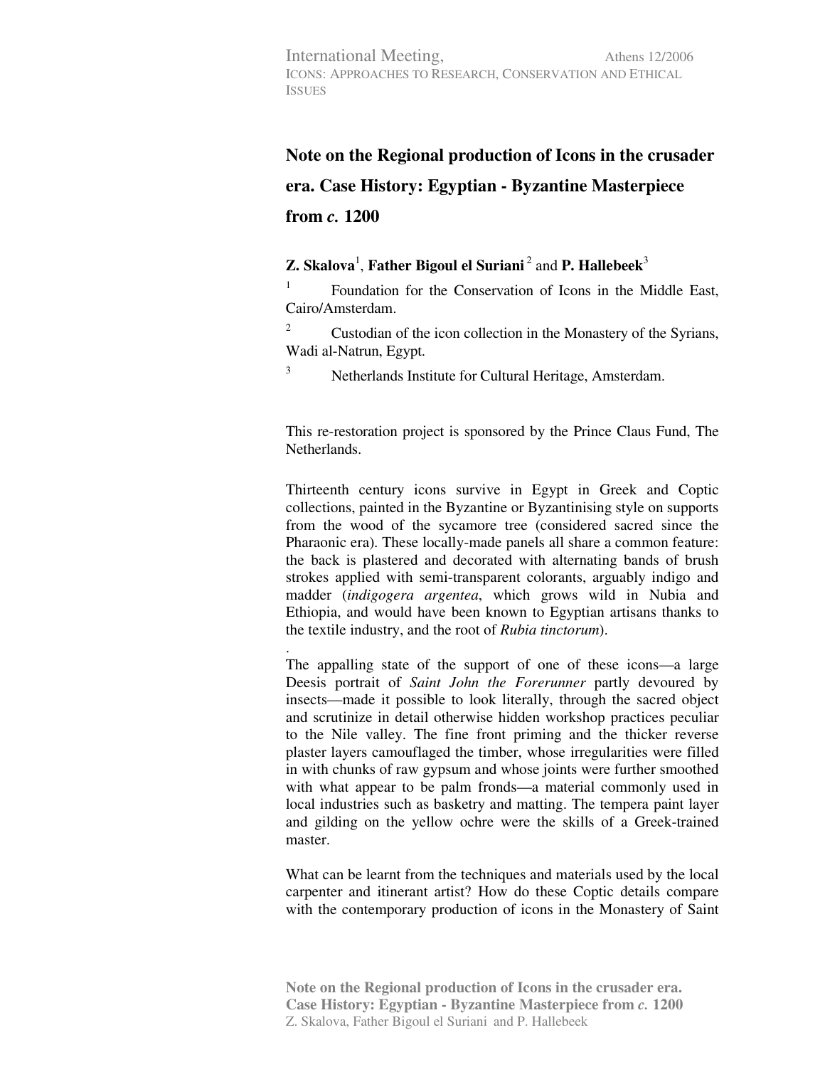# Note on the Regional production of Icons in the crusader era. Case History: Egyptian - Byzantine Masterpiece from *c.* 1200

**Z. Skalova**[1], **Father Bigoul el Suriani**[2] and **P. Hallebeek**[3]

[1] Foundation for the Conservation of Icons in the Middle East, Cairo/Amsterdam.

[2] Custodian of the icon collection in the Monastery of the Syrians, Wadi al-Natrun, Egypt.

[3] Netherlands Institute for Cultural Heritage, Amsterdam.

This re-restoration project is sponsored by the Prince Claus Fund, The Netherlands.

Thirteenth century icons survive in Egypt in Greek and Coptic collections, painted in the Byzantine or Byzantinising style on supports from the wood of the sycamore tree (considered sacred since the Pharaonic era). These locally-made panels all share a common feature: the back is plastered and decorated with alternating bands of brush strokes applied with semi-transparent colorants, arguably indigo and madder (*indigogera argentea*, which grows wild in Nubia and Ethiopia, and would have been known to Egyptian artisans thanks to the textile industry, and the root of *Rubia tinctorum*).

.

The appalling state of the support of one of these icons—a large Deesis portrait of *Saint John the Forerunner* partly devoured by insects—made it possible to look literally, through the sacred object and scrutinize in detail otherwise hidden workshop practices peculiar to the Nile valley. The fine front priming and the thicker reverse plaster layers camouflaged the timber, whose irregularities were filled in with chunks of raw gypsum and whose joints were further smoothed with what appear to be palm fronds—a material commonly used in local industries such as basketry and matting. The tempera paint layer and gilding on the yellow ochre were the skills of a Greek-trained master.

What can be learnt from the techniques and materials used by the local carpenter and itinerant artist? How do these Coptic details compare with the contemporary production of icons in the Monastery of Saint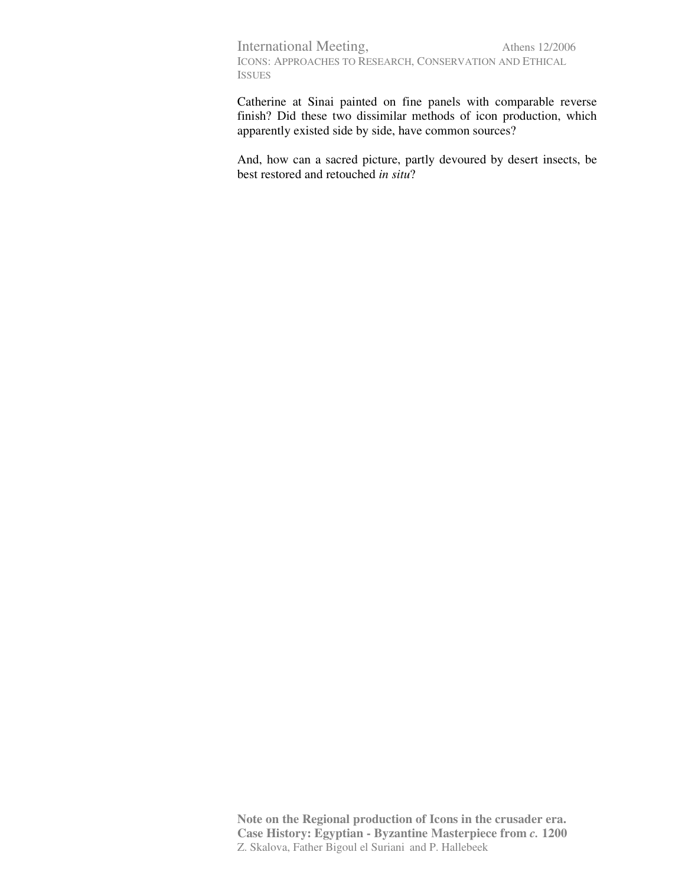Catherine at Sinai painted on fine panels with comparable reverse finish? Did these two dissimilar methods of icon production, which apparently existed side by side, have common sources?

And, how can a sacred picture, partly devoured by desert insects, be best restored and retouched *in situ*?